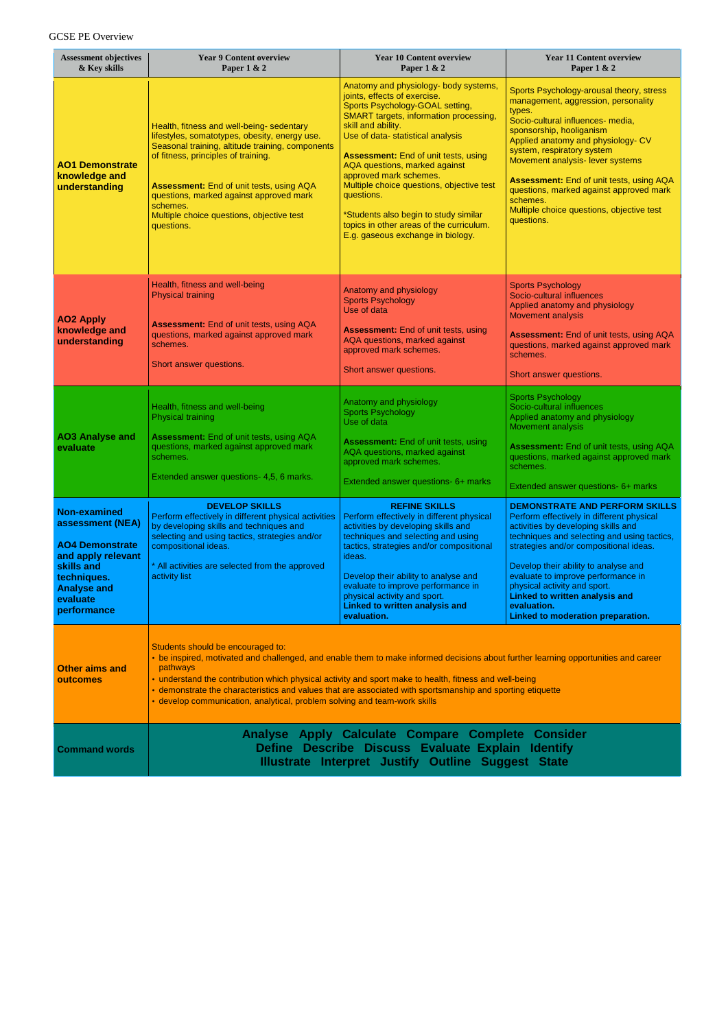GCSE PE Overview

| Assessment objectives & Key skills | Year 9 Content overview Paper 1 & 2 | Year 10 Content overview Paper 1 & 2 | Year 11 Content overview Paper 1 & 2 |
|---|---|---|---|
| **AO1 Demonstrate knowledge and understanding** | Health, fitness and well-being- sedentary lifestyles, somatotypes, obesity, energy use. Seasonal training, altitude training, components of fitness, principles of training.<br><br>**Assessment:** End of unit tests, using AQA questions, marked against approved mark schemes.<br>Multiple choice questions, objective test questions. | Anatomy and physiology- body systems, joints, effects of exercise.<br>Sports Psychology-GOAL setting, SMART targets, information processing, skill and ability.<br>Use of data- statistical analysis<br><br>**Assessment:** End of unit tests, using AQA questions, marked against approved mark schemes.<br>Multiple choice questions, objective test questions.<br><br>*Students also begin to study similar topics in other areas of the curriculum. E.g. gaseous exchange in biology. | Sports Psychology-arousal theory, stress management, aggression, personality types.<br>Socio-cultural influences- media, sponsorship, hooliganism<br>Applied anatomy and physiology- CV system, respiratory system<br>Movement analysis- lever systems<br><br>**Assessment:** End of unit tests, using AQA questions, marked against approved mark schemes.<br>Multiple choice questions, objective test questions. |
| **AO2 Apply knowledge and understanding** | Health, fitness and well-being<br>Physical training<br><br>**Assessment:** End of unit tests, using AQA questions, marked against approved mark schemes.<br><br>Short answer questions. | Anatomy and physiology<br>Sports Psychology<br>Use of data<br><br>**Assessment:** End of unit tests, using AQA questions, marked against approved mark schemes.<br><br>Short answer questions. | Sports Psychology<br>Socio-cultural influences<br>Applied anatomy and physiology<br>Movement analysis<br><br>**Assessment:** End of unit tests, using AQA questions, marked against approved mark schemes.<br><br>Short answer questions. |
| **AO3 Analyse and evaluate** | Health, fitness and well-being<br>Physical training<br><br>**Assessment:** End of unit tests, using AQA questions, marked against approved mark schemes.<br><br>Extended answer questions- 4,5, 6 marks. | Anatomy and physiology<br>Sports Psychology<br>Use of data<br><br>**Assessment:** End of unit tests, using AQA questions, marked against approved mark schemes.<br><br>Extended answer questions- 6+ marks | Sports Psychology<br>Socio-cultural influences<br>Applied anatomy and physiology<br>Movement analysis<br><br>**Assessment:** End of unit tests, using AQA questions, marked against approved mark schemes.<br><br>Extended answer questions- 6+ marks |
| **Non-examined assessment (NEA)**<br><br>**AO4 Demonstrate and apply relevant skills and techniques. Analyse and evaluate performance** | **DEVELOP SKILLS**<br>Perform effectively in different physical activities by developing skills and techniques and selecting and using tactics, strategies and/or compositional ideas.<br><br>* All activities are selected from the approved activity list | **REFINE SKILLS**<br>Perform effectively in different physical activities by developing skills and techniques and selecting and using tactics, strategies and/or compositional ideas.<br><br>Develop their ability to analyse and evaluate to improve performance in physical activity and sport.<br>**Linked to written analysis and evaluation.** | **DEMONSTRATE AND PERFORM SKILLS**<br>Perform effectively in different physical activities by developing skills and techniques and selecting and using tactics, strategies and/or compositional ideas.<br><br>Develop their ability to analyse and evaluate to improve performance in physical activity and sport.<br>**Linked to written analysis and evaluation.**<br>**Linked to moderation preparation.** |
| **Other aims and outcomes** | Students should be encouraged to:<br>• be inspired, motivated and challenged, and enable them to make informed decisions about further learning opportunities and career pathways<br>• understand the contribution which physical activity and sport make to health, fitness and well-being<br>• demonstrate the characteristics and values that are associated with sportsmanship and sporting etiquette<br>• develop communication, analytical, problem solving and team-work skills | | |
| **Command words** | **Analyse Apply Calculate Compare Complete Consider Define Describe Discuss Evaluate Explain Identify Illustrate Interpret Justify Outline Suggest State** | | |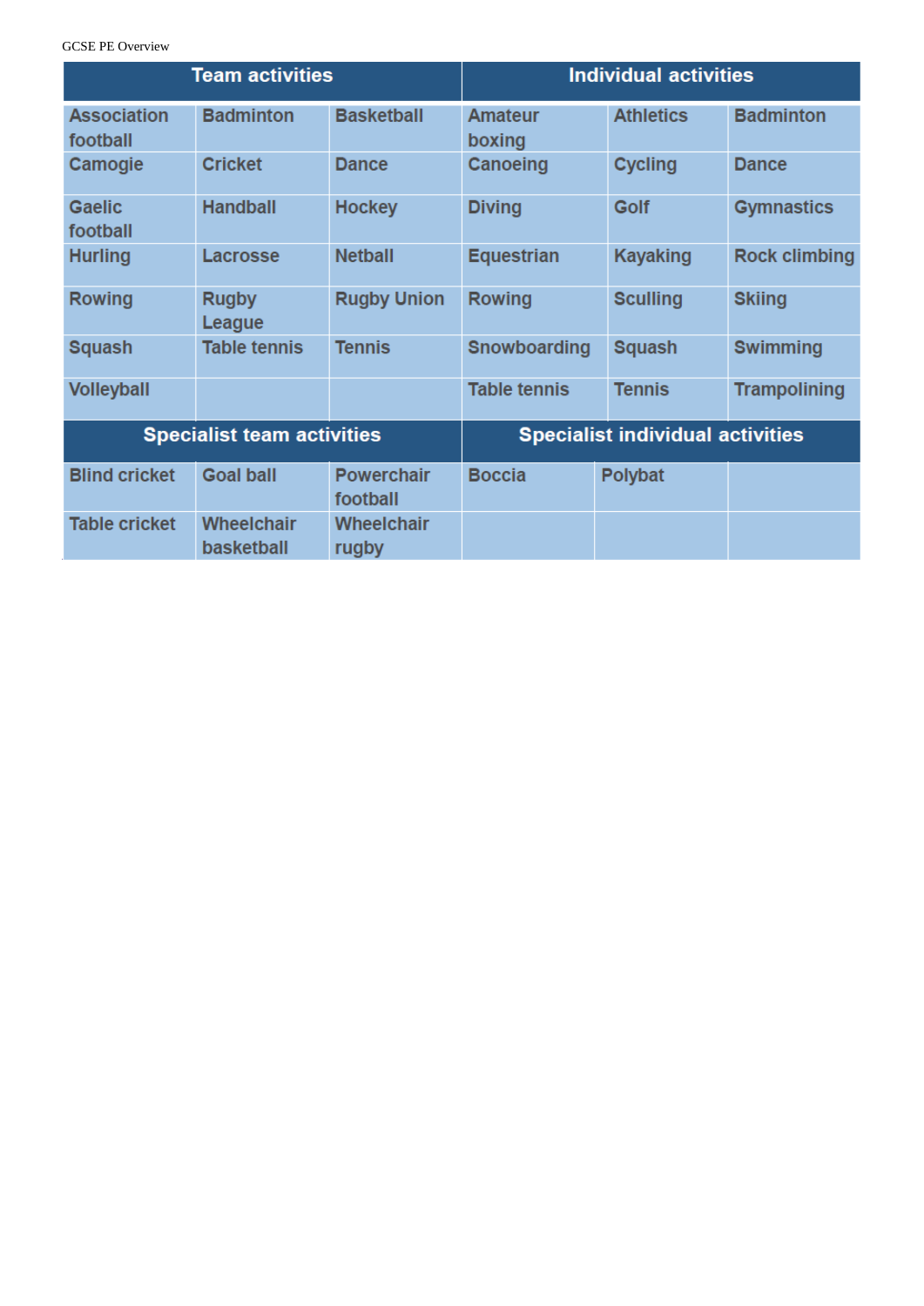GCSE PE Overview

| Team activities | | | Individual activities | | |
|---|---|---|---|---|---|
| Association football | Badminton | Basketball | Amateur boxing | Athletics | Badminton |
| Camogie | Cricket | Dance | Canoeing | Cycling | Dance |
| Gaelic football | Handball | Hockey | Diving | Golf | Gymnastics |
| Hurling | Lacrosse | Netball | Equestrian | Kayaking | Rock climbing |
| Rowing | Rugby League | Rugby Union | Rowing | Sculling | Skiing |
| Squash | Table tennis | Tennis | Snowboarding | Squash | Swimming |
| Volleyball | | | Table tennis | Tennis | Trampolining |
| **Specialist team activities** | | | **Specialist individual activities** | | |
| Blind cricket | Goal ball | Powerchair football | Boccia | Polybat | |
| Table cricket | Wheelchair basketball | Wheelchair rugby | | | |